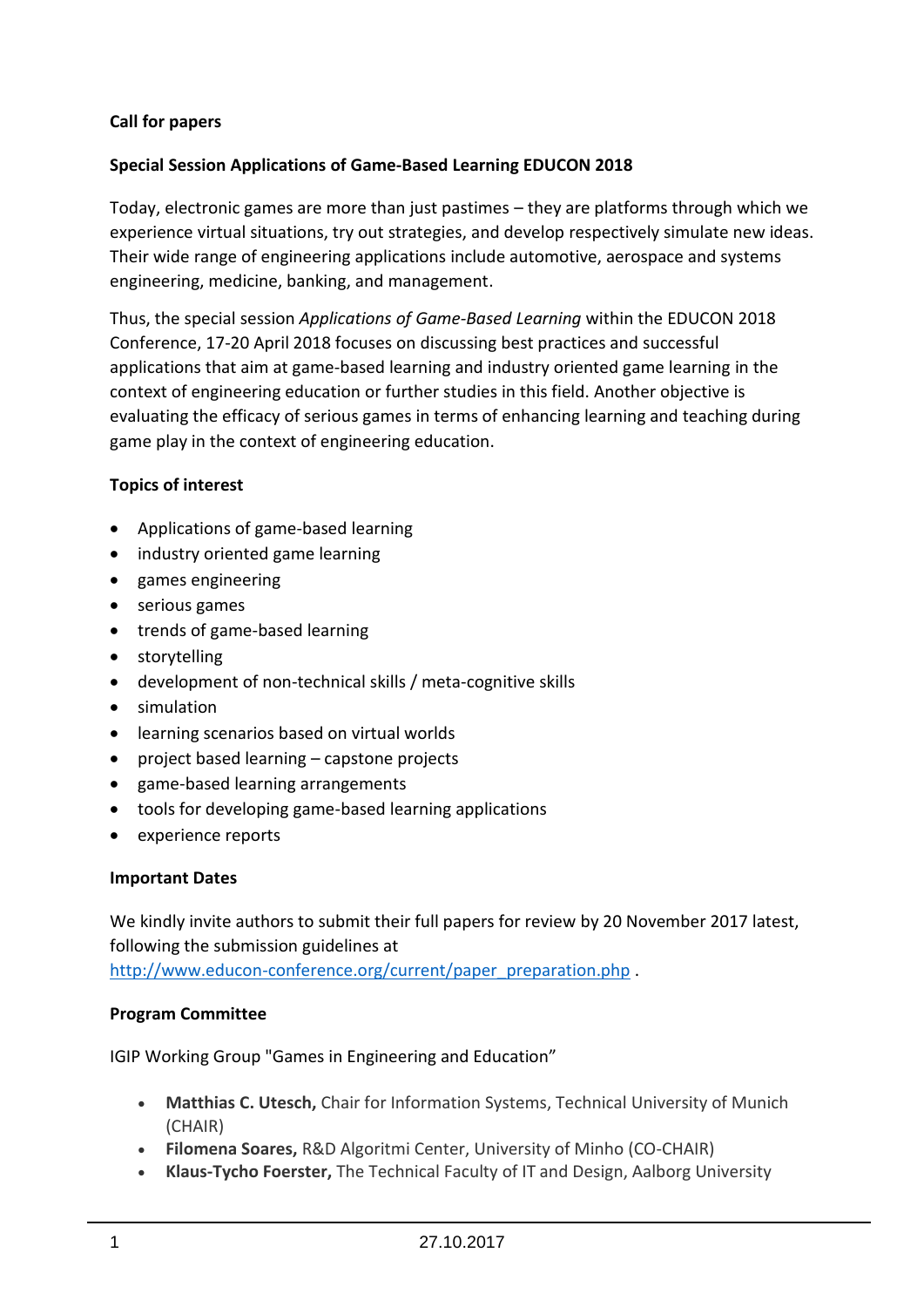**Call for papers**

**Special Session Applications of Game-Based Learning EDUCON 2018**

Today, electronic games are more than just pastimes – they are platforms through which we experience virtual situations, try out strategies, and develop respectively simulate new ideas. Their wide range of engineering applications include automotive, aerospace and systems engineering, medicine, banking, and management.

Thus, the special session *Applications of Game-Based Learning* within the EDUCON 2018 Conference, 17-20 April 2018 focuses on discussing best practices and successful applications that aim at game-based learning and industry oriented game learning in the context of engineering education or further studies in this field. Another objective is evaluating the efficacy of serious games in terms of enhancing learning and teaching during game play in the context of engineering education.

**Topics of interest**

- Applications of game-based learning
- industry oriented game learning
- games engineering
- serious games
- trends of game-based learning
- storytelling
- development of non-technical skills / meta-cognitive skills
- simulation
- learning scenarios based on virtual worlds
- project based learning – capstone projects
- game-based learning arrangements
- tools for developing game-based learning applications
- experience reports

**Important Dates**

We kindly invite authors to submit their full papers for review by 20 November 2017 latest, following the submission guidelines at http://www.educon-conference.org/current/paper_preparation.php .

**Program Committee**

IGIP Working Group "Games in Engineering and Education"

- **Matthias C. Utesch,** Chair for Information Systems, Technical University of Munich (CHAIR)
- **Filomena Soares,** R&D Algoritmi Center, University of Minho (CO-CHAIR)
- **Klaus-Tycho Foerster,** The Technical Faculty of IT and Design, Aalborg University

27.10.2017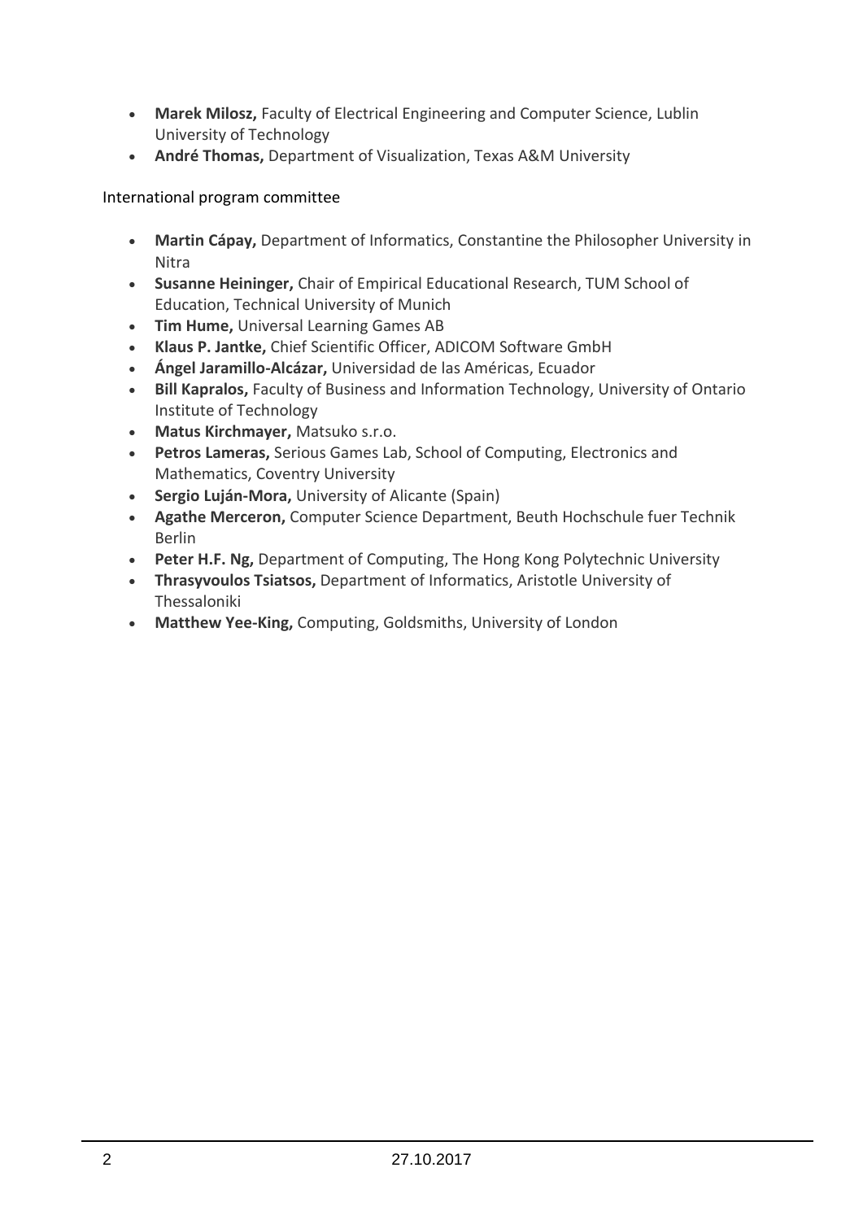- **Marek Milosz,** Faculty of Electrical Engineering and Computer Science, Lublin University of Technology
- **André Thomas,** Department of Visualization, Texas A&M University

International program committee

- **Martin Cápay,** Department of Informatics, Constantine the Philosopher University in Nitra
- **Susanne Heininger,** Chair of Empirical Educational Research, TUM School of Education, Technical University of Munich
- **Tim Hume,** Universal Learning Games AB
- **Klaus P. Jantke,** Chief Scientific Officer, ADICOM Software GmbH
- **Ángel Jaramillo-Alcázar,** Universidad de las Américas, Ecuador
- **Bill Kapralos,** Faculty of Business and Information Technology, University of Ontario Institute of Technology
- **Matus Kirchmayer,** Matsuko s.r.o.
- **Petros Lameras,** Serious Games Lab, School of Computing, Electronics and Mathematics, Coventry University
- **Sergio Luján-Mora,** University of Alicante (Spain)
- **Agathe Merceron,** Computer Science Department, Beuth Hochschule fuer Technik Berlin
- **Peter H.F. Ng,** Department of Computing, The Hong Kong Polytechnic University
- **Thrasyvoulos Tsiatsos,** Department of Informatics, Aristotle University of Thessaloniki
- **Matthew Yee-King,** Computing, Goldsmiths, University of London